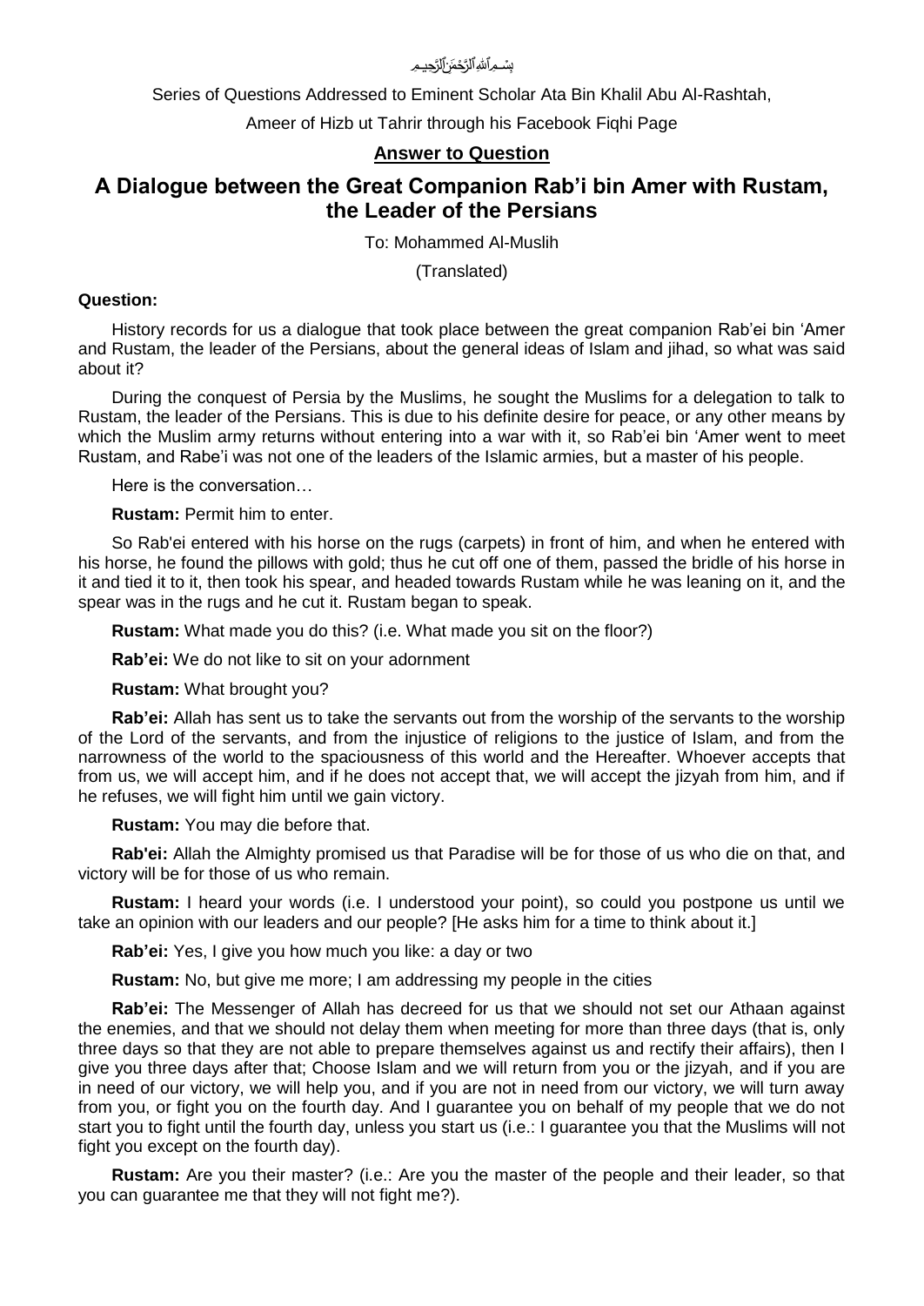بِسۡمِ ٱللَّهِ ٱلرَّحۡمَٰنِ ٱلرَّحِيمِ

Series of Questions Addressed to Eminent Scholar Ata Bin Khalil Abu Al-Rashtah,

Ameer of Hizb ut Tahrir through his Facebook Fiqhi Page

**Answer to Question**

# A Dialogue between the Great Companion Rab'i bin Amer with Rustam, the Leader of the Persians

To: Mohammed Al-Muslih

(Translated)

**Question:**

History records for us a dialogue that took place between the great companion Rab'ei bin 'Amer and Rustam, the leader of the Persians, about the general ideas of Islam and jihad, so what was said about it?

During the conquest of Persia by the Muslims, he sought the Muslims for a delegation to talk to Rustam, the leader of the Persians. This is due to his definite desire for peace, or any other means by which the Muslim army returns without entering into a war with it, so Rab'ei bin 'Amer went to meet Rustam, and Rabe'i was not one of the leaders of the Islamic armies, but a master of his people.

Here is the conversation…

**Rustam:** Permit him to enter.

So Rab'ei entered with his horse on the rugs (carpets) in front of him, and when he entered with his horse, he found the pillows with gold; thus he cut off one of them, passed the bridle of his horse in it and tied it to it, then took his spear, and headed towards Rustam while he was leaning on it, and the spear was in the rugs and he cut it. Rustam began to speak.

**Rustam:** What made you do this? (i.e. What made you sit on the floor?)

**Rab'ei:** We do not like to sit on your adornment

**Rustam:** What brought you?

**Rab'ei:** Allah has sent us to take the servants out from the worship of the servants to the worship of the Lord of the servants, and from the injustice of religions to the justice of Islam, and from the narrowness of the world to the spaciousness of this world and the Hereafter. Whoever accepts that from us, we will accept him, and if he does not accept that, we will accept the jizyah from him, and if he refuses, we will fight him until we gain victory.

**Rustam:** You may die before that.

**Rab'ei:** Allah the Almighty promised us that Paradise will be for those of us who die on that, and victory will be for those of us who remain.

**Rustam:** I heard your words (i.e. I understood your point), so could you postpone us until we take an opinion with our leaders and our people? [He asks him for a time to think about it.]

**Rab'ei:** Yes, I give you how much you like: a day or two

**Rustam:** No, but give me more; I am addressing my people in the cities

**Rab'ei:** The Messenger of Allah has decreed for us that we should not set our Athaan against the enemies, and that we should not delay them when meeting for more than three days (that is, only three days so that they are not able to prepare themselves against us and rectify their affairs), then I give you three days after that; Choose Islam and we will return from you or the jizyah, and if you are in need of our victory, we will help you, and if you are not in need from our victory, we will turn away from you, or fight you on the fourth day. And I guarantee you on behalf of my people that we do not start you to fight until the fourth day, unless you start us (i.e.: I guarantee you that the Muslims will not fight you except on the fourth day).

**Rustam:** Are you their master? (i.e.: Are you the master of the people and their leader, so that you can guarantee me that they will not fight me?).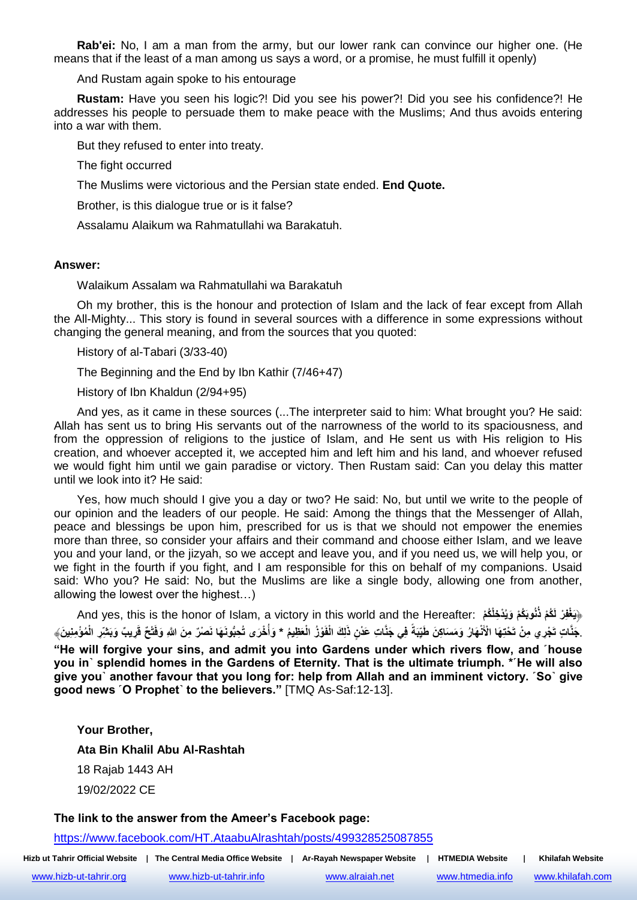**Rab'ei:** No, I am a man from the army, but our lower rank can convince our higher one. (He means that if the least of a man among us says a word, or a promise, he must fulfill it openly)

And Rustam again spoke to his entourage

**Rustam:** Have you seen his logic?! Did you see his power?! Did you see his confidence?! He addresses his people to persuade them to make peace with the Muslims; And thus avoids entering into a war with them.

But they refused to enter into treaty.

The fight occurred

The Muslims were victorious and the Persian state ended. **End Quote.**

Brother, is this dialogue true or is it false?

Assalamu Alaikum wa Rahmatullahi wa Barakatuh.

**Answer:**

Walaikum Assalam wa Rahmatullahi wa Barakatuh

Oh my brother, this is the honour and protection of Islam and the lack of fear except from Allah the All-Mighty... This story is found in several sources with a difference in some expressions without changing the general meaning, and from the sources that you quoted:

History of al-Tabari (3/33-40)

The Beginning and the End by Ibn Kathir (7/46+47)

History of Ibn Khaldun (2/94+95)

And yes, as it came in these sources (...The interpreter said to him: What brought you? He said: Allah has sent us to bring His servants out of the narrowness of the world to its spaciousness, and from the oppression of religions to the justice of Islam, and He sent us with His religion to His creation, and whoever accepted it, we accepted him and left him and his land, and whoever refused we would fight him until we gain paradise or victory. Then Rustam said: Can you delay this matter until we look into it? He said:

Yes, how much should I give you a day or two? He said: No, but until we write to the people of our opinion and the leaders of our people. He said: Among the things that the Messenger of Allah, peace and blessings be upon him, prescribed for us is that we should not empower the enemies more than three, so consider your affairs and their command and choose either Islam, and we leave you and your land, or the jizyah, so we accept and leave you, and if you need us, we will help you, or we fight in the fourth if you fight, and I am responsible for this on behalf of my companions. Usaid said: Who you? He said: No, but the Muslims are like a single body, allowing one from another, allowing the lowest over the highest…)

And yes, this is the honor of Islam, a victory in this world and the Hereafter: ﴿يَغْفِرْ لَكُمْ ذُنُوبَكُمْ وَيُدْخِلْكُمْ جَنَّاتٍ تَجْرِي مِنْ تَحْتِهَا الْأَنْهَارُ وَمَسَاكِنَ طَيِّبَةً فِي جَنَّاتِ عَدْنٍ ذَلِكَ الْفَوْزُ الْعَظِيمُ * وَأُخْرَى تُحِبُّونَهَا نَصْرٌ مِنَ اللَّهِ وَفَتْحٌ قَرِيبٌ وَبَشِّرِ الْمُؤْمِنِينَ﴾.

**"He will forgive your sins, and admit you into Gardens under which rivers flow, and ˹house you in˺ splendid homes in the Gardens of Eternity. That is the ultimate triumph. *˹He will also give you˺ another favour that you long for: help from Allah and an imminent victory. ˹So˺ give good news ˹O Prophet˺ to the believers."** [TMQ As-Saf:12-13].

**Your Brother,**

**Ata Bin Khalil Abu Al-Rashtah**

18 Rajab 1443 AH

19/02/2022 CE

**The link to the answer from the Ameer's Facebook page:**

https://www.facebook.com/HT.AtaabuAlrashtah/posts/499328525087855